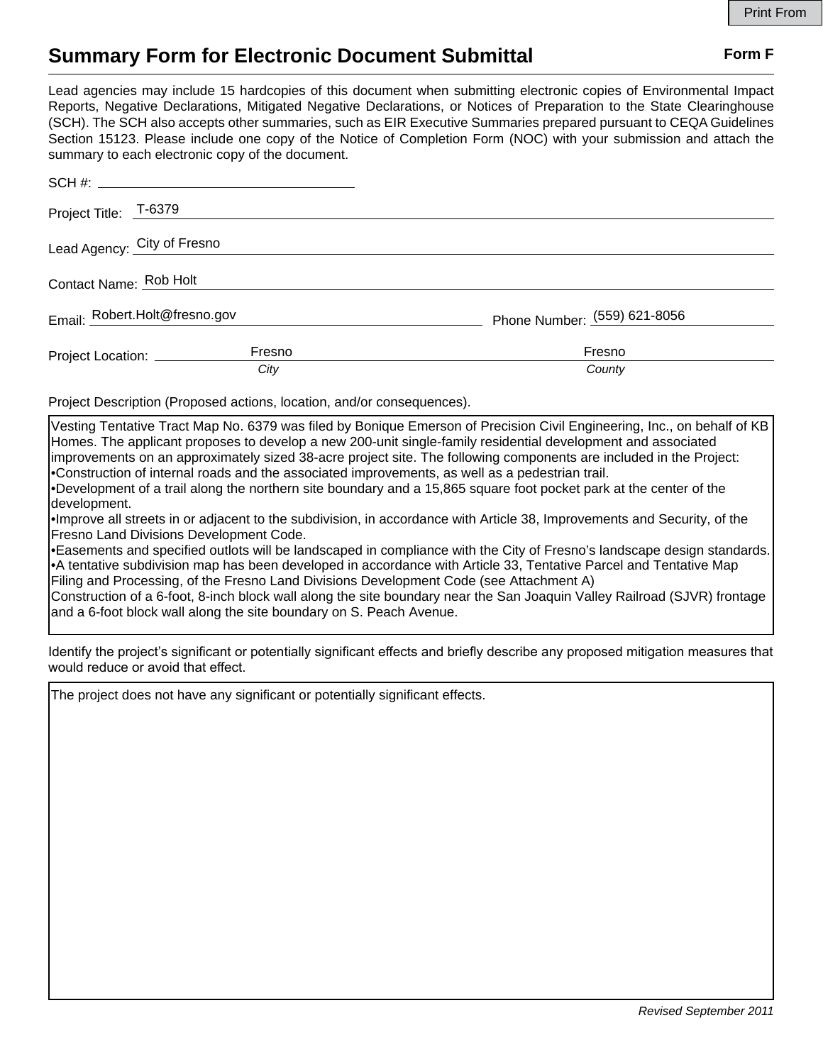# Summary Form for Electronic Document Submittal

**Form F**

Lead agencies may include 15 hardcopies of this document when submitting electronic copies of Environmental Impact Reports, Negative Declarations, Mitigated Negative Declarations, or Notices of Preparation to the State Clearinghouse (SCH). The SCH also accepts other summaries, such as EIR Executive Summaries prepared pursuant to CEQA Guidelines Section 15123. Please include one copy of the Notice of Completion Form (NOC) with your submission and attach the summary to each electronic copy of the document.

SCH #: 

Project Title: T-6379

Lead Agency: City of Fresno

Contact Name: Rob Holt

Email: Robert.Holt@fresno.gov  Phone Number: (559) 621-8056

Project Location: Fresno (*City*)  Fresno (*County*)

Project Description (Proposed actions, location, and/or consequences).

Vesting Tentative Tract Map No. 6379 was filed by Bonique Emerson of Precision Civil Engineering, Inc., on behalf of KB Homes. The applicant proposes to develop a new 200-unit single-family residential development and associated improvements on an approximately sized 38-acre project site. The following components are included in the Project:
•Construction of internal roads and the associated improvements, as well as a pedestrian trail.
•Development of a trail along the northern site boundary and a 15,865 square foot pocket park at the center of the development.
•Improve all streets in or adjacent to the subdivision, in accordance with Article 38, Improvements and Security, of the Fresno Land Divisions Development Code.
•Easements and specified outlots will be landscaped in compliance with the City of Fresno's landscape design standards.
•A tentative subdivision map has been developed in accordance with Article 33, Tentative Parcel and Tentative Map Filing and Processing, of the Fresno Land Divisions Development Code (see Attachment A)
Construction of a 6-foot, 8-inch block wall along the site boundary near the San Joaquin Valley Railroad (SJVR) frontage and a 6-foot block wall along the site boundary on S. Peach Avenue.

Identify the project's significant or potentially significant effects and briefly describe any proposed mitigation measures that would reduce or avoid that effect.

The project does not have any significant or potentially significant effects.

*Revised September 2011*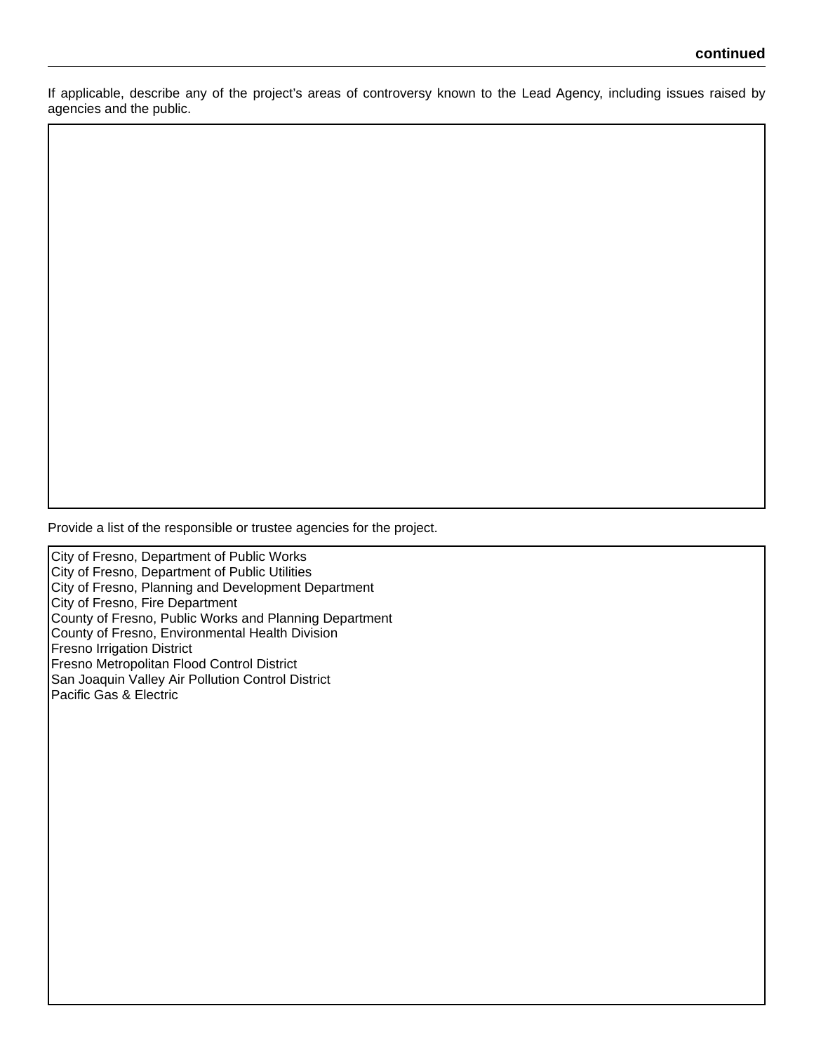**continued**

If applicable, describe any of the project's areas of controversy known to the Lead Agency, including issues raised by agencies and the public.

Provide a list of the responsible or trustee agencies for the project.

City of Fresno, Department of Public Works
City of Fresno, Department of Public Utilities
City of Fresno, Planning and Development Department
City of Fresno, Fire Department
County of Fresno, Public Works and Planning Department
County of Fresno, Environmental Health Division
Fresno Irrigation District
Fresno Metropolitan Flood Control District
San Joaquin Valley Air Pollution Control District
Pacific Gas & Electric